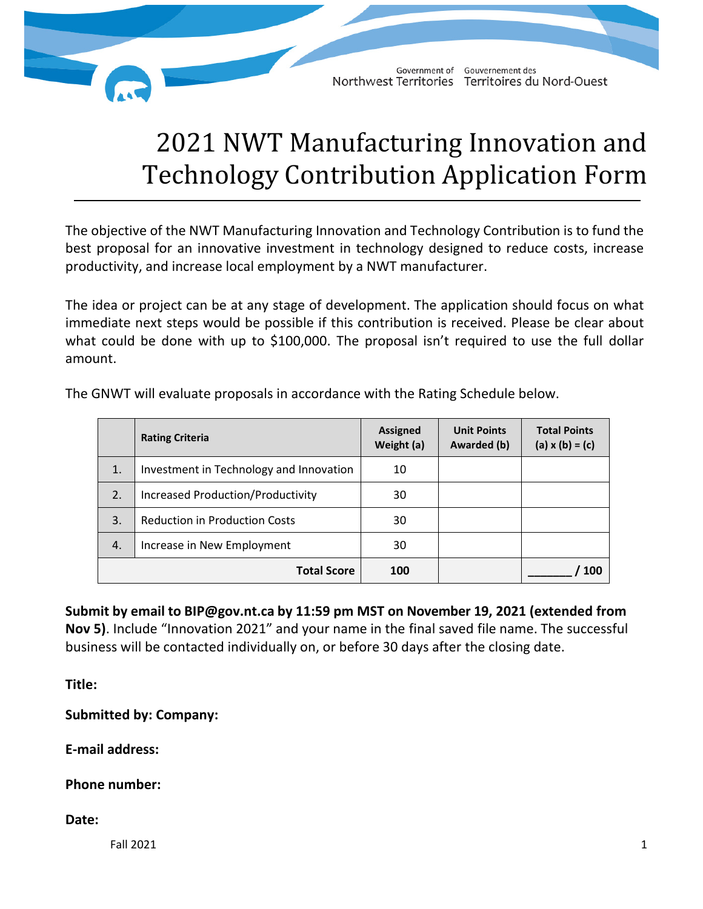Government of Northwest Territories Gouvernement des Territoires du Nord-Ouest

# 2021 NWT Manufacturing Innovation and Technology Contribution Application Form

The objective of the NWT Manufacturing Innovation and Technology Contribution is to fund the best proposal for an innovative investment in technology designed to reduce costs, increase productivity, and increase local employment by a NWT manufacturer.

The idea or project can be at any stage of development. The application should focus on what immediate next steps would be possible if this contribution is received. Please be clear about what could be done with up to $100,000. The proposal isn't required to use the full dollar amount.

The GNWT will evaluate proposals in accordance with the Rating Schedule below.

| | Rating Criteria | Assigned Weight (a) | Unit Points Awarded (b) | Total Points (a) x (b) = (c) |
|---|---|---|---|---|
| 1. | Investment in Technology and Innovation | 10 | | |
| 2. | Increased Production/Productivity | 30 | | |
| 3. | Reduction in Production Costs | 30 | | |
| 4. | Increase in New Employment | 30 | | |
| | **Total Score** | **100** | | **_______ / 100** |

**Submit by email to BIP@gov.nt.ca by 11:59 pm MST on November 19, 2021 (extended from Nov 5)**. Include "Innovation 2021" and your name in the final saved file name. The successful business will be contacted individually on, or before 30 days after the closing date.

**Title:**

**Submitted by: Company:**

**E-mail address:**

**Phone number:**

**Date:**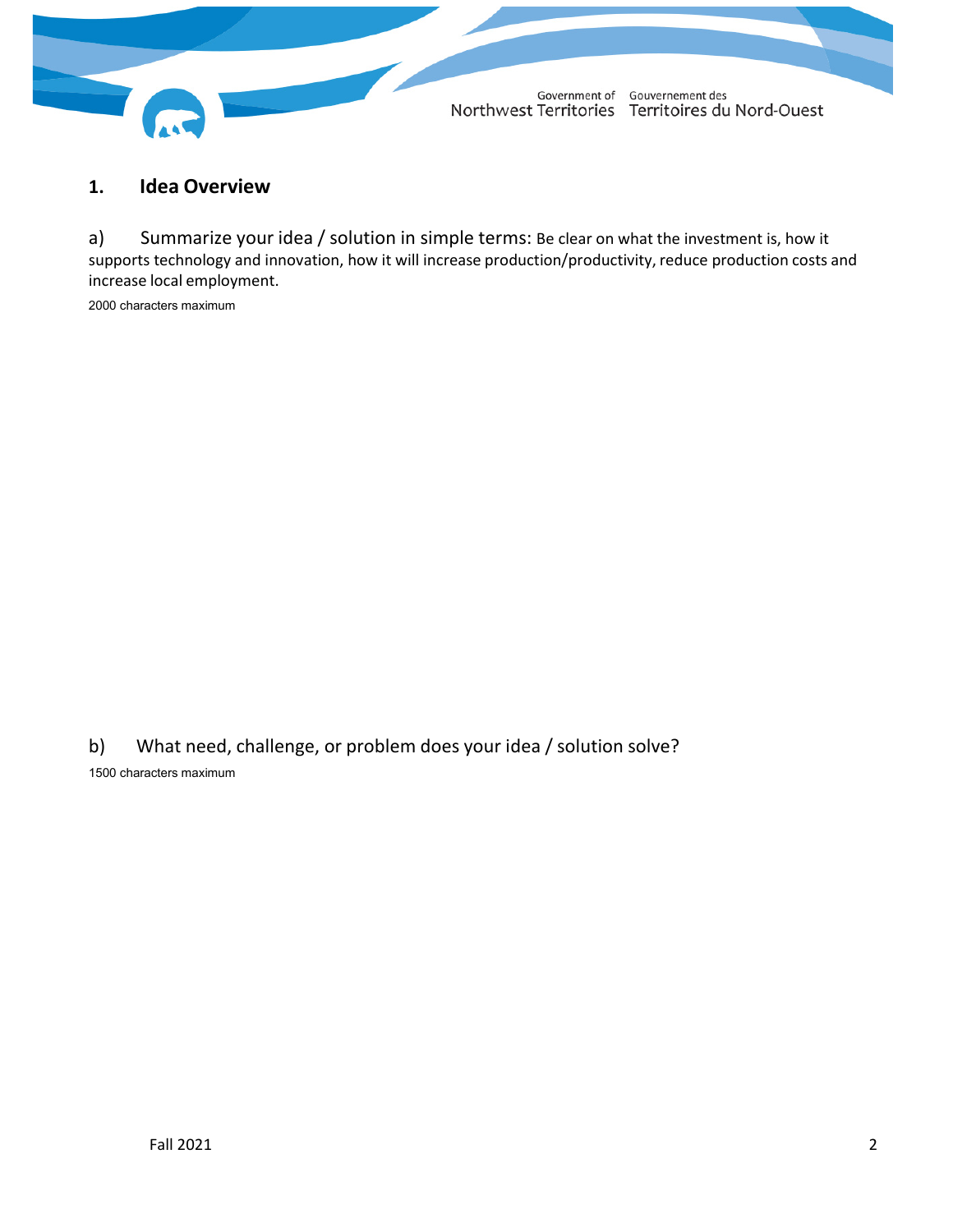## 1. Idea Overview

a) Summarize your idea / solution in simple terms: Be clear on what the investment is, how it supports technology and innovation, how it will increase production/productivity, reduce production costs and increase local employment.

2000 characters maximum

b) What need, challenge, or problem does your idea / solution solve?

1500 characters maximum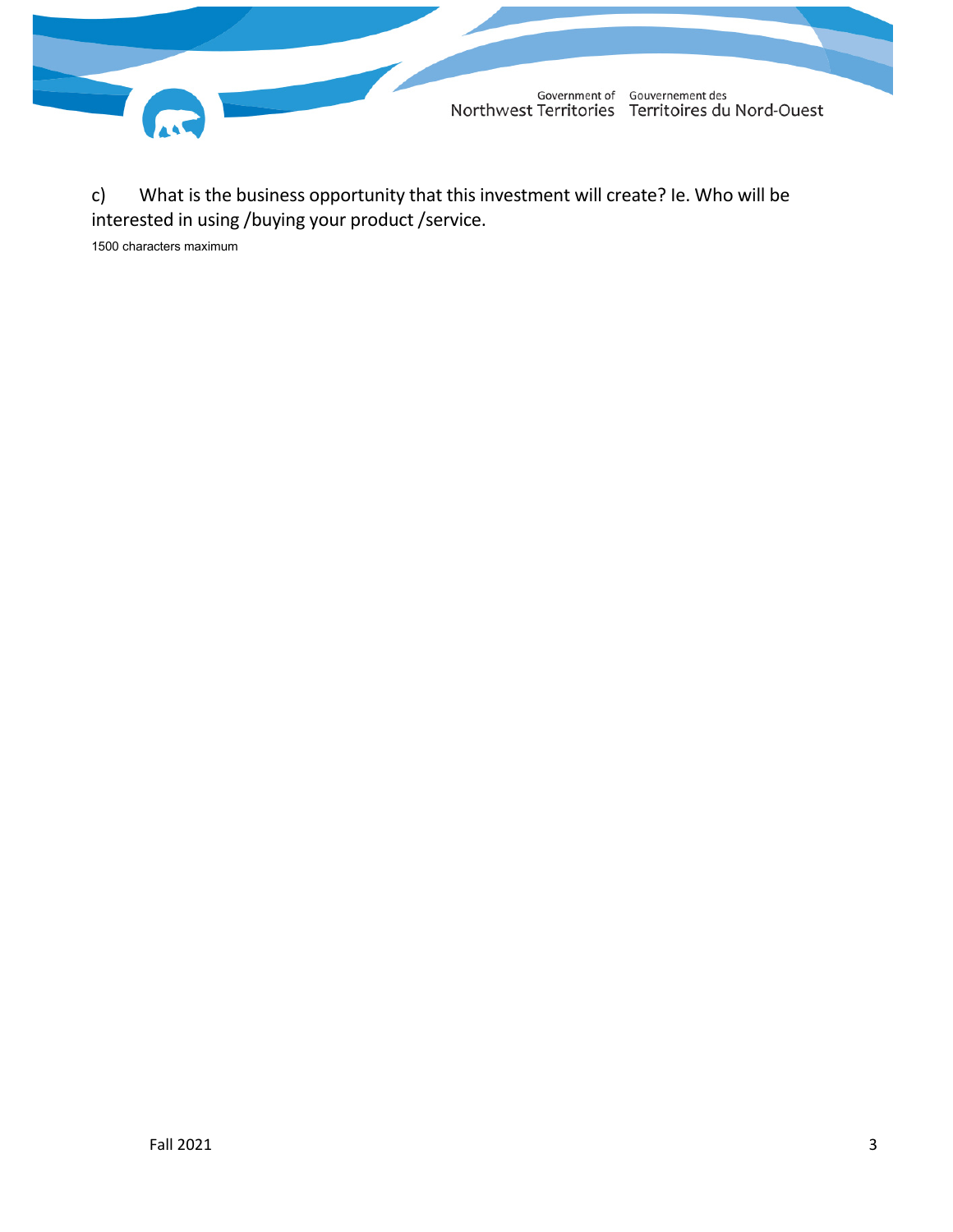c) What is the business opportunity that this investment will create? Ie. Who will be interested in using /buying your product /service.

1500 characters maximum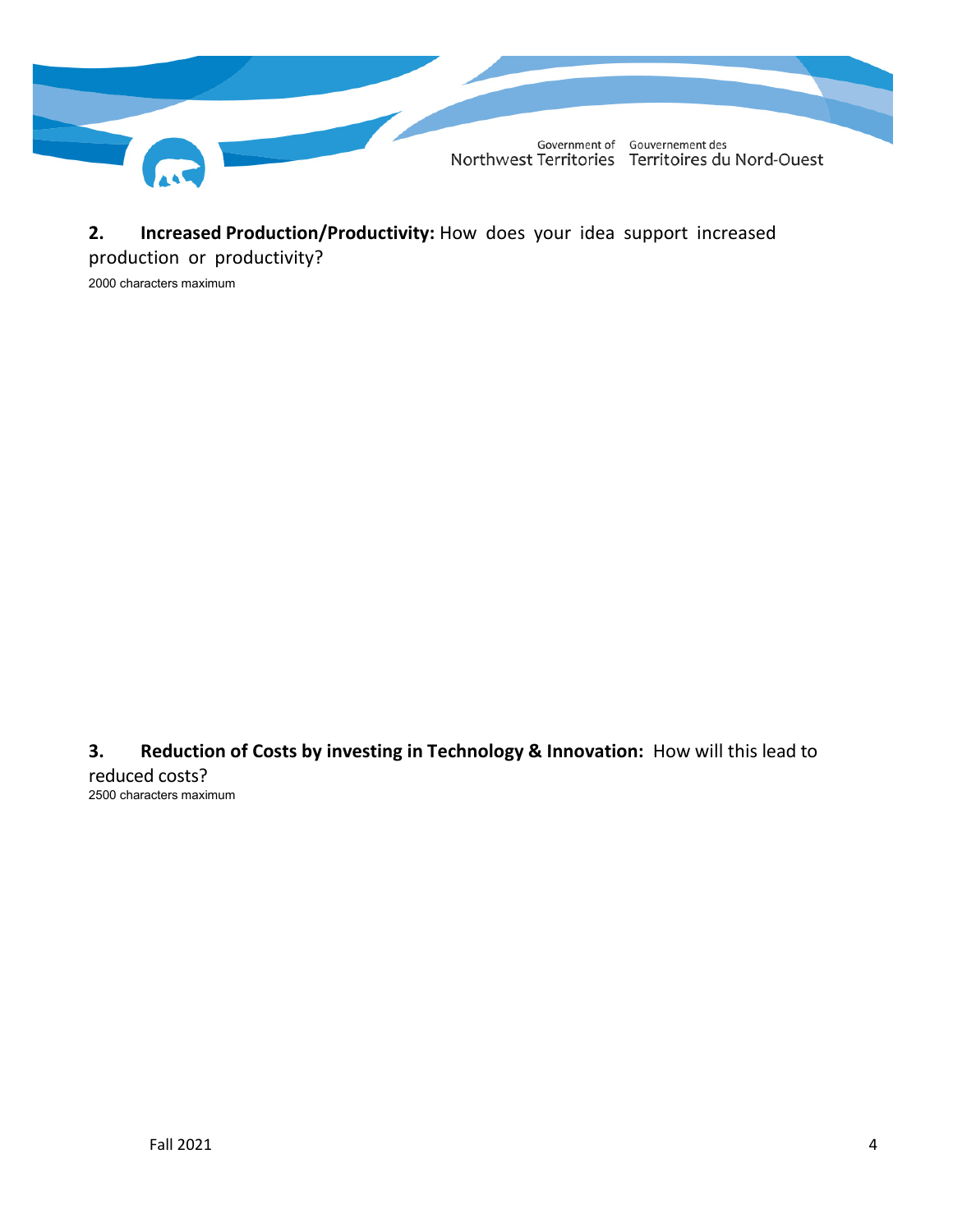**2. Increased Production/Productivity:** How does your idea support increased production or productivity?

2000 characters maximum

**3. Reduction of Costs by investing in Technology & Innovation:** How will this lead to reduced costs?

2500 characters maximum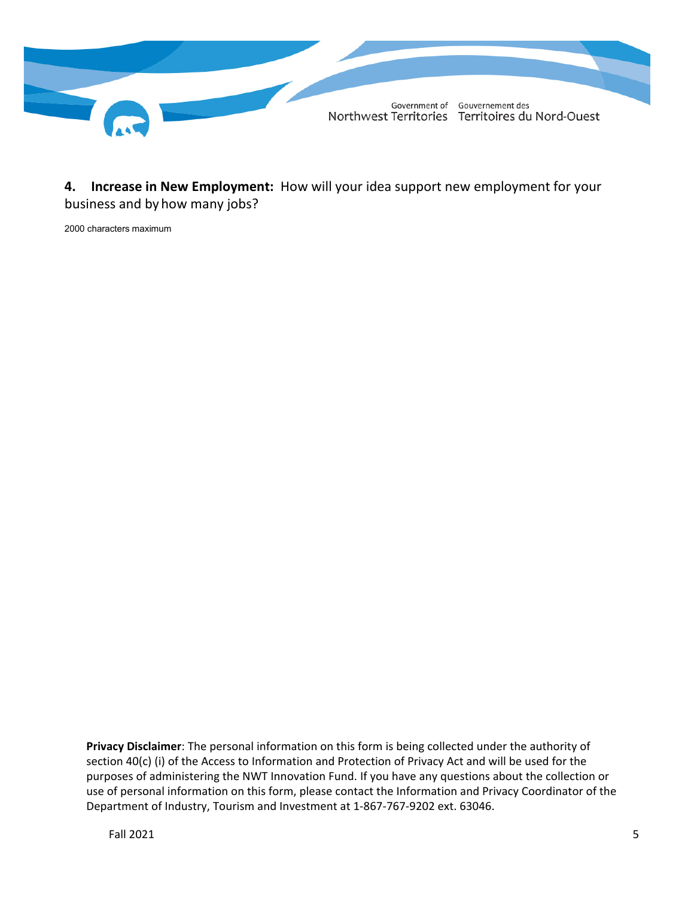**4. Increase in New Employment:** How will your idea support new employment for your business and by how many jobs?

2000 characters maximum

**Privacy Disclaimer**: The personal information on this form is being collected under the authority of section 40(c) (i) of the Access to Information and Protection of Privacy Act and will be used for the purposes of administering the NWT Innovation Fund. If you have any questions about the collection or use of personal information on this form, please contact the Information and Privacy Coordinator of the Department of Industry, Tourism and Investment at 1-867-767-9202 ext. 63046.